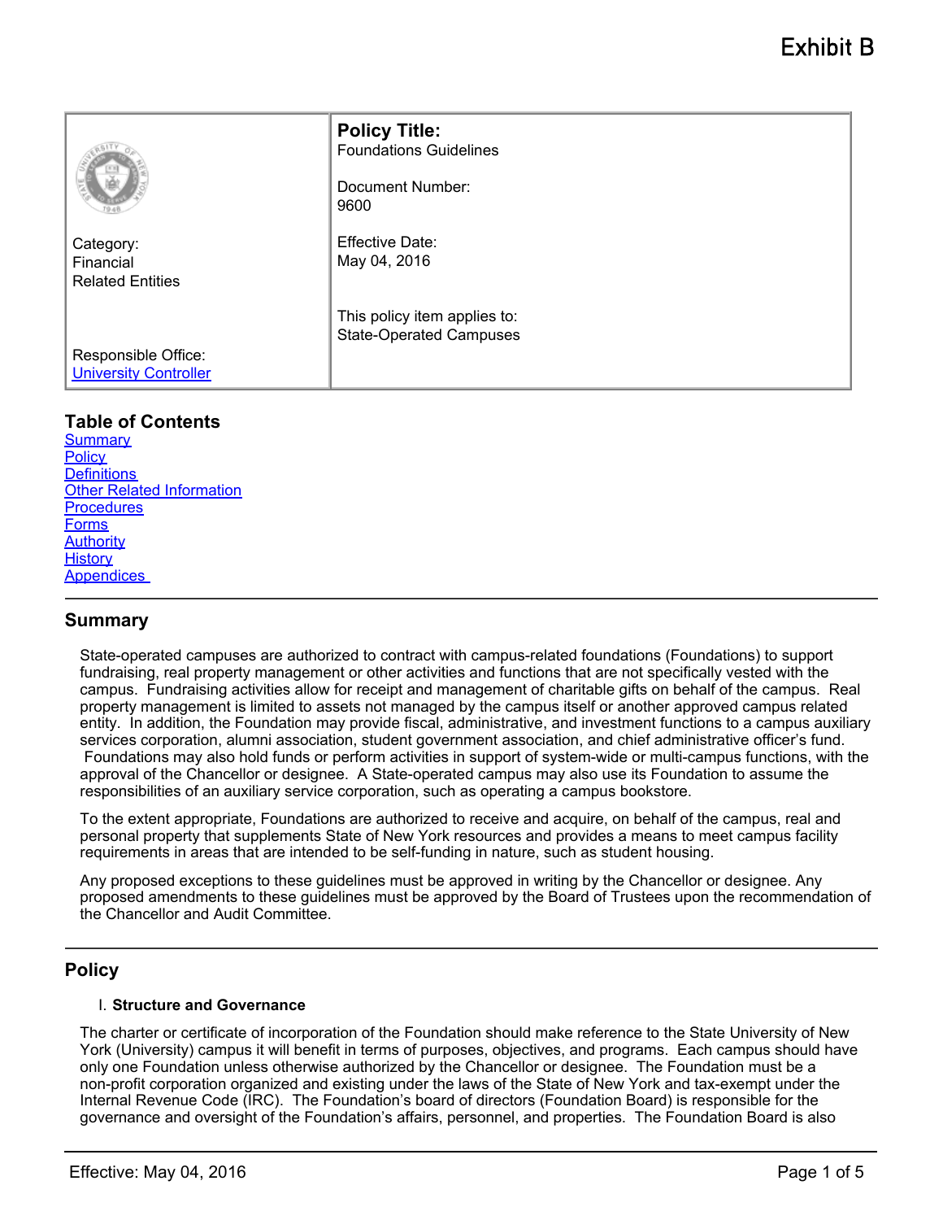Exhibit B

| | **Policy Title:**<br>Foundations Guidelines<br><br>Document Number:<br>9600 |
|---|---|
| Category:<br>Financial<br>Related Entities | Effective Date:<br>May 04, 2016 |
| Responsible Office:<br>[University Controller]() | This policy item applies to:<br>State-Operated Campuses |

## Table of Contents

[Summary]()
[Policy]()
[Definitions]()
[Other Related Information]()
[Procedures]()
[Forms]()
[Authority]()
[History]()
[Appendices]()

## Summary

State-operated campuses are authorized to contract with campus-related foundations (Foundations) to support fundraising, real property management or other activities and functions that are not specifically vested with the campus. Fundraising activities allow for receipt and management of charitable gifts on behalf of the campus. Real property management is limited to assets not managed by the campus itself or another approved campus related entity. In addition, the Foundation may provide fiscal, administrative, and investment functions to a campus auxiliary services corporation, alumni association, student government association, and chief administrative officer's fund. Foundations may also hold funds or perform activities in support of system-wide or multi-campus functions, with the approval of the Chancellor or designee. A State-operated campus may also use its Foundation to assume the responsibilities of an auxiliary service corporation, such as operating a campus bookstore.

To the extent appropriate, Foundations are authorized to receive and acquire, on behalf of the campus, real and personal property that supplements State of New York resources and provides a means to meet campus facility requirements in areas that are intended to be self-funding in nature, such as student housing.

Any proposed exceptions to these guidelines must be approved in writing by the Chancellor or designee. Any proposed amendments to these guidelines must be approved by the Board of Trustees upon the recommendation of the Chancellor and Audit Committee.

## Policy

### I. Structure and Governance

The charter or certificate of incorporation of the Foundation should make reference to the State University of New York (University) campus it will benefit in terms of purposes, objectives, and programs. Each campus should have only one Foundation unless otherwise authorized by the Chancellor or designee. The Foundation must be a non-profit corporation organized and existing under the laws of the State of New York and tax-exempt under the Internal Revenue Code (IRC). The Foundation's board of directors (Foundation Board) is responsible for the governance and oversight of the Foundation's affairs, personnel, and properties. The Foundation Board is also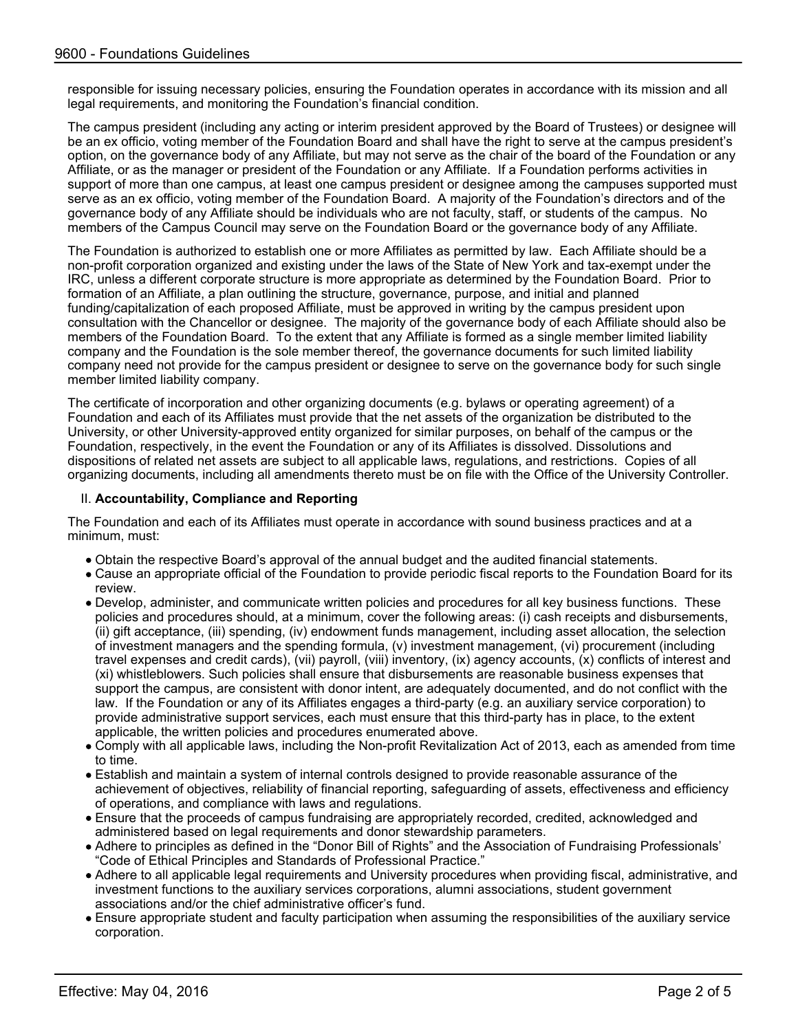responsible for issuing necessary policies, ensuring the Foundation operates in accordance with its mission and all legal requirements, and monitoring the Foundation's financial condition.

The campus president (including any acting or interim president approved by the Board of Trustees) or designee will be an ex officio, voting member of the Foundation Board and shall have the right to serve at the campus president's option, on the governance body of any Affiliate, but may not serve as the chair of the board of the Foundation or any Affiliate, or as the manager or president of the Foundation or any Affiliate. If a Foundation performs activities in support of more than one campus, at least one campus president or designee among the campuses supported must serve as an ex officio, voting member of the Foundation Board. A majority of the Foundation's directors and of the governance body of any Affiliate should be individuals who are not faculty, staff, or students of the campus. No members of the Campus Council may serve on the Foundation Board or the governance body of any Affiliate.

The Foundation is authorized to establish one or more Affiliates as permitted by law. Each Affiliate should be a non-profit corporation organized and existing under the laws of the State of New York and tax-exempt under the IRC, unless a different corporate structure is more appropriate as determined by the Foundation Board. Prior to formation of an Affiliate, a plan outlining the structure, governance, purpose, and initial and planned funding/capitalization of each proposed Affiliate, must be approved in writing by the campus president upon consultation with the Chancellor or designee. The majority of the governance body of each Affiliate should also be members of the Foundation Board. To the extent that any Affiliate is formed as a single member limited liability company and the Foundation is the sole member thereof, the governance documents for such limited liability company need not provide for the campus president or designee to serve on the governance body for such single member limited liability company.

The certificate of incorporation and other organizing documents (e.g. bylaws or operating agreement) of a Foundation and each of its Affiliates must provide that the net assets of the organization be distributed to the University, or other University-approved entity organized for similar purposes, on behalf of the campus or the Foundation, respectively, in the event the Foundation or any of its Affiliates is dissolved. Dissolutions and dispositions of related net assets are subject to all applicable laws, regulations, and restrictions. Copies of all organizing documents, including all amendments thereto must be on file with the Office of the University Controller.

## II. **Accountability, Compliance and Reporting**

The Foundation and each of its Affiliates must operate in accordance with sound business practices and at a minimum, must:

- Obtain the respective Board's approval of the annual budget and the audited financial statements.
- Cause an appropriate official of the Foundation to provide periodic fiscal reports to the Foundation Board for its review.
- Develop, administer, and communicate written policies and procedures for all key business functions. These policies and procedures should, at a minimum, cover the following areas: (i) cash receipts and disbursements, (ii) gift acceptance, (iii) spending, (iv) endowment funds management, including asset allocation, the selection of investment managers and the spending formula, (v) investment management, (vi) procurement (including travel expenses and credit cards), (vii) payroll, (viii) inventory, (ix) agency accounts, (x) conflicts of interest and (xi) whistleblowers. Such policies shall ensure that disbursements are reasonable business expenses that support the campus, are consistent with donor intent, are adequately documented, and do not conflict with the law. If the Foundation or any of its Affiliates engages a third-party (e.g. an auxiliary service corporation) to provide administrative support services, each must ensure that this third-party has in place, to the extent applicable, the written policies and procedures enumerated above.
- Comply with all applicable laws, including the Non-profit Revitalization Act of 2013, each as amended from time to time.
- Establish and maintain a system of internal controls designed to provide reasonable assurance of the achievement of objectives, reliability of financial reporting, safeguarding of assets, effectiveness and efficiency of operations, and compliance with laws and regulations.
- Ensure that the proceeds of campus fundraising are appropriately recorded, credited, acknowledged and administered based on legal requirements and donor stewardship parameters.
- Adhere to principles as defined in the "Donor Bill of Rights" and the Association of Fundraising Professionals' "Code of Ethical Principles and Standards of Professional Practice."
- Adhere to all applicable legal requirements and University procedures when providing fiscal, administrative, and investment functions to the auxiliary services corporations, alumni associations, student government associations and/or the chief administrative officer's fund.
- Ensure appropriate student and faculty participation when assuming the responsibilities of the auxiliary service corporation.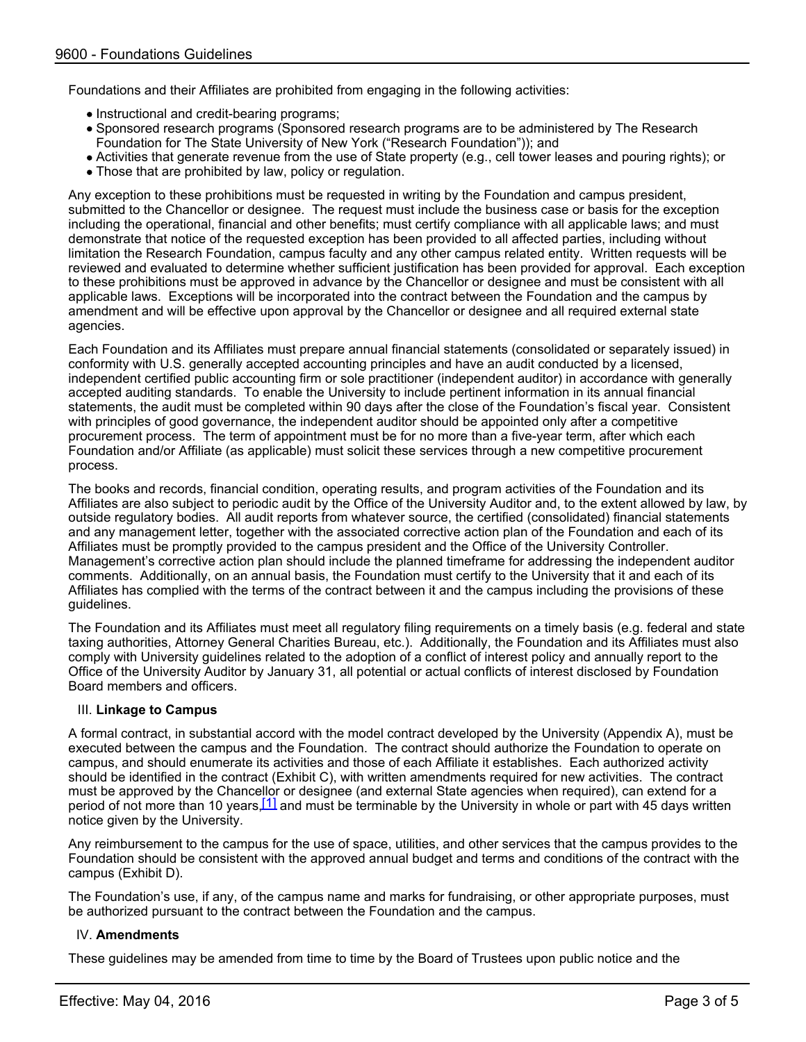Foundations and their Affiliates are prohibited from engaging in the following activities:

- Instructional and credit-bearing programs;
- Sponsored research programs (Sponsored research programs are to be administered by The Research Foundation for The State University of New York ("Research Foundation")); and
- Activities that generate revenue from the use of State property (e.g., cell tower leases and pouring rights); or
- Those that are prohibited by law, policy or regulation.

Any exception to these prohibitions must be requested in writing by the Foundation and campus president, submitted to the Chancellor or designee. The request must include the business case or basis for the exception including the operational, financial and other benefits; must certify compliance with all applicable laws; and must demonstrate that notice of the requested exception has been provided to all affected parties, including without limitation the Research Foundation, campus faculty and any other campus related entity. Written requests will be reviewed and evaluated to determine whether sufficient justification has been provided for approval. Each exception to these prohibitions must be approved in advance by the Chancellor or designee and must be consistent with all applicable laws. Exceptions will be incorporated into the contract between the Foundation and the campus by amendment and will be effective upon approval by the Chancellor or designee and all required external state agencies.

Each Foundation and its Affiliates must prepare annual financial statements (consolidated or separately issued) in conformity with U.S. generally accepted accounting principles and have an audit conducted by a licensed, independent certified public accounting firm or sole practitioner (independent auditor) in accordance with generally accepted auditing standards. To enable the University to include pertinent information in its annual financial statements, the audit must be completed within 90 days after the close of the Foundation's fiscal year. Consistent with principles of good governance, the independent auditor should be appointed only after a competitive procurement process. The term of appointment must be for no more than a five-year term, after which each Foundation and/or Affiliate (as applicable) must solicit these services through a new competitive procurement process.

The books and records, financial condition, operating results, and program activities of the Foundation and its Affiliates are also subject to periodic audit by the Office of the University Auditor and, to the extent allowed by law, by outside regulatory bodies. All audit reports from whatever source, the certified (consolidated) financial statements and any management letter, together with the associated corrective action plan of the Foundation and each of its Affiliates must be promptly provided to the campus president and the Office of the University Controller. Management's corrective action plan should include the planned timeframe for addressing the independent auditor comments. Additionally, on an annual basis, the Foundation must certify to the University that it and each of its Affiliates has complied with the terms of the contract between it and the campus including the provisions of these guidelines.

The Foundation and its Affiliates must meet all regulatory filing requirements on a timely basis (e.g. federal and state taxing authorities, Attorney General Charities Bureau, etc.). Additionally, the Foundation and its Affiliates must also comply with University guidelines related to the adoption of a conflict of interest policy and annually report to the Office of the University Auditor by January 31, all potential or actual conflicts of interest disclosed by Foundation Board members and officers.

III. **Linkage to Campus**

A formal contract, in substantial accord with the model contract developed by the University (Appendix A), must be executed between the campus and the Foundation. The contract should authorize the Foundation to operate on campus, and should enumerate its activities and those of each Affiliate it establishes. Each authorized activity should be identified in the contract (Exhibit C), with written amendments required for new activities. The contract must be approved by the Chancellor or designee (and external State agencies when required), can extend for a period of not more than 10 years,[1] and must be terminable by the University in whole or part with 45 days written notice given by the University.

Any reimbursement to the campus for the use of space, utilities, and other services that the campus provides to the Foundation should be consistent with the approved annual budget and terms and conditions of the contract with the campus (Exhibit D).

The Foundation's use, if any, of the campus name and marks for fundraising, or other appropriate purposes, must be authorized pursuant to the contract between the Foundation and the campus.

IV. **Amendments**

These guidelines may be amended from time to time by the Board of Trustees upon public notice and the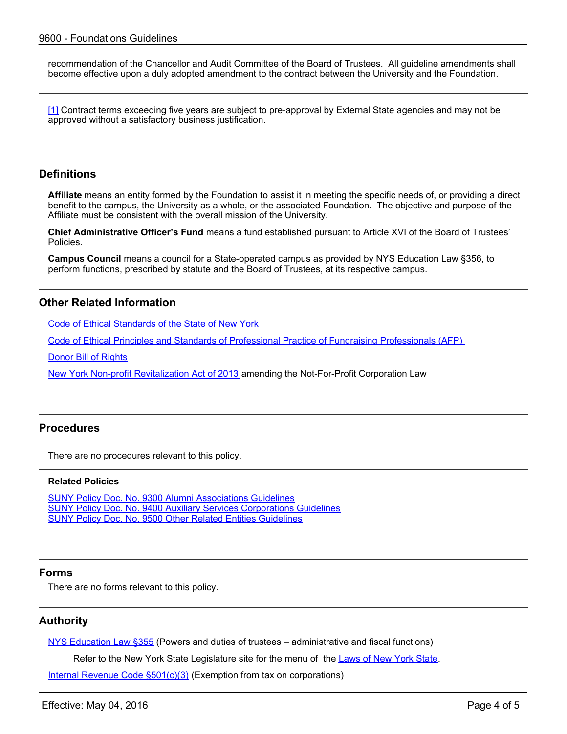recommendation of the Chancellor and Audit Committee of the Board of Trustees. All guideline amendments shall become effective upon a duly adopted amendment to the contract between the University and the Foundation.

---

[1] Contract terms exceeding five years are subject to pre-approval by External State agencies and may not be approved without a satisfactory business justification.

## Definitions

**Affiliate** means an entity formed by the Foundation to assist it in meeting the specific needs of, or providing a direct benefit to the campus, the University as a whole, or the associated Foundation. The objective and purpose of the Affiliate must be consistent with the overall mission of the University.

**Chief Administrative Officer's Fund** means a fund established pursuant to Article XVI of the Board of Trustees' Policies.

**Campus Council** means a council for a State-operated campus as provided by NYS Education Law §356, to perform functions, prescribed by statute and the Board of Trustees, at its respective campus.

## Other Related Information

Code of Ethical Standards of the State of New York

Code of Ethical Principles and Standards of Professional Practice of Fundraising Professionals (AFP)

Donor Bill of Rights

New York Non-profit Revitalization Act of 2013 amending the Not-For-Profit Corporation Law

## Procedures

There are no procedures relevant to this policy.

### Related Policies

SUNY Policy Doc. No. 9300 Alumni Associations Guidelines
SUNY Policy Doc. No. 9400 Auxiliary Services Corporations Guidelines
SUNY Policy Doc. No. 9500 Other Related Entities Guidelines

## Forms

There are no forms relevant to this policy.

## Authority

NYS Education Law §355 (Powers and duties of trustees – administrative and fiscal functions)

Refer to the New York State Legislature site for the menu of the Laws of New York State.

Internal Revenue Code §501(c)(3) (Exemption from tax on corporations)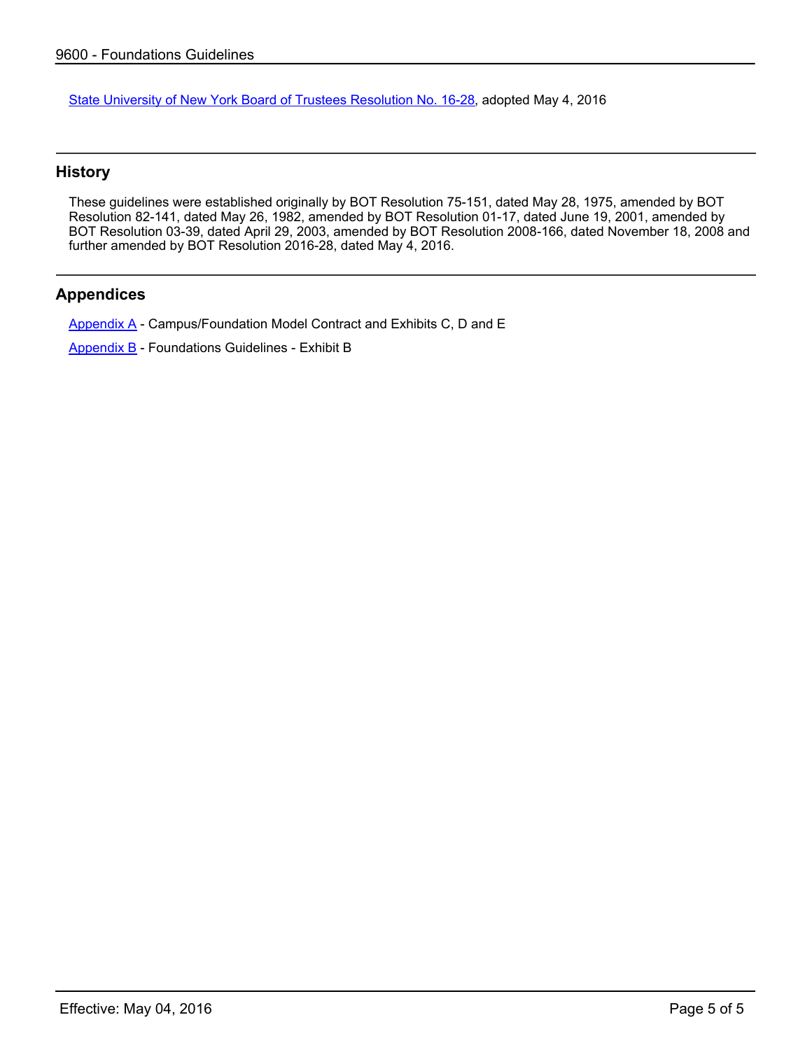[State University of New York Board of Trustees Resolution No. 16-28](), adopted May 4, 2016

## History

These guidelines were established originally by BOT Resolution 75-151, dated May 28, 1975, amended by BOT Resolution 82-141, dated May 26, 1982, amended by BOT Resolution 01-17, dated June 19, 2001, amended by BOT Resolution 03-39, dated April 29, 2003, amended by BOT Resolution 2008-166, dated November 18, 2008 and further amended by BOT Resolution 2016-28, dated May 4, 2016.

## Appendices

[Appendix A]() - Campus/Foundation Model Contract and Exhibits C, D and E

[Appendix B]() - Foundations Guidelines - Exhibit B